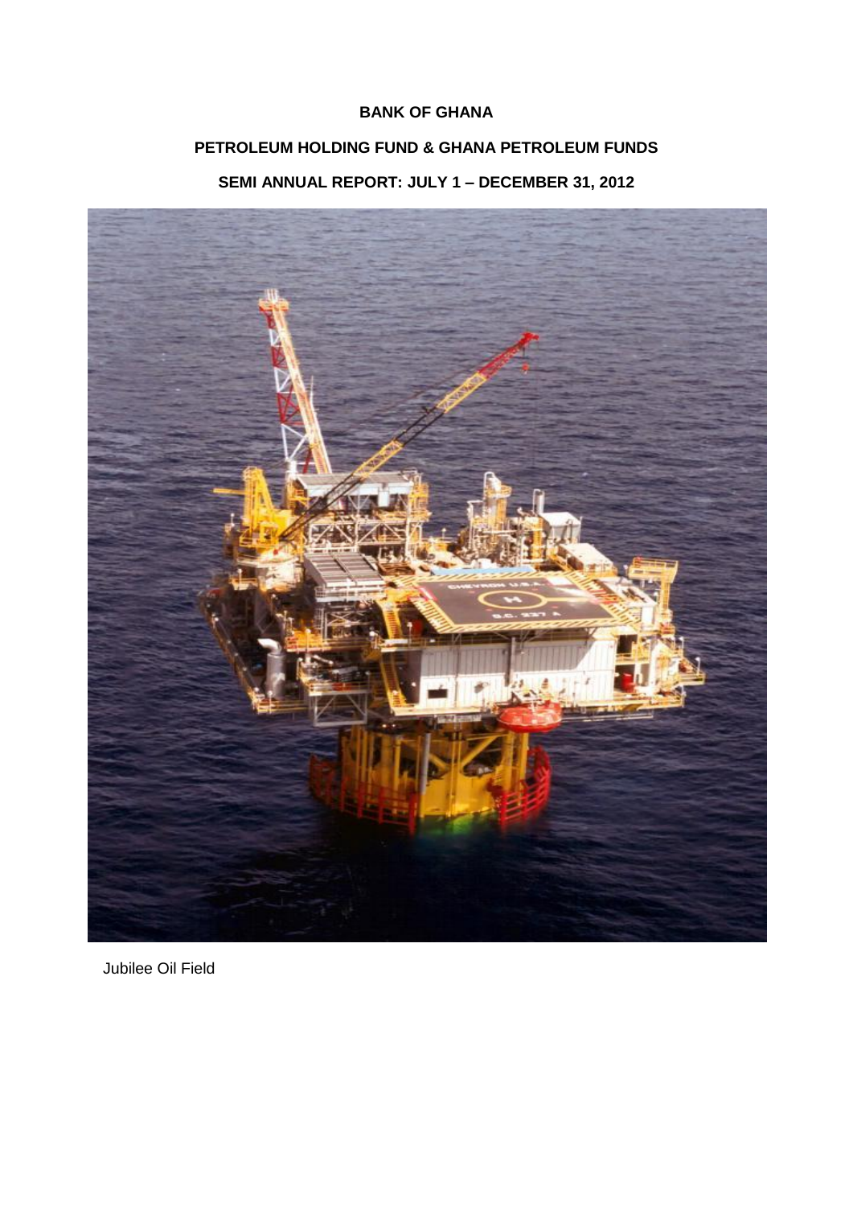**BANK OF GHANA**

**PETROLEUM HOLDING FUND & GHANA PETROLEUM FUNDS**

**SEMI ANNUAL REPORT: JULY 1 – DECEMBER 31, 2012**

Jubilee Oil Field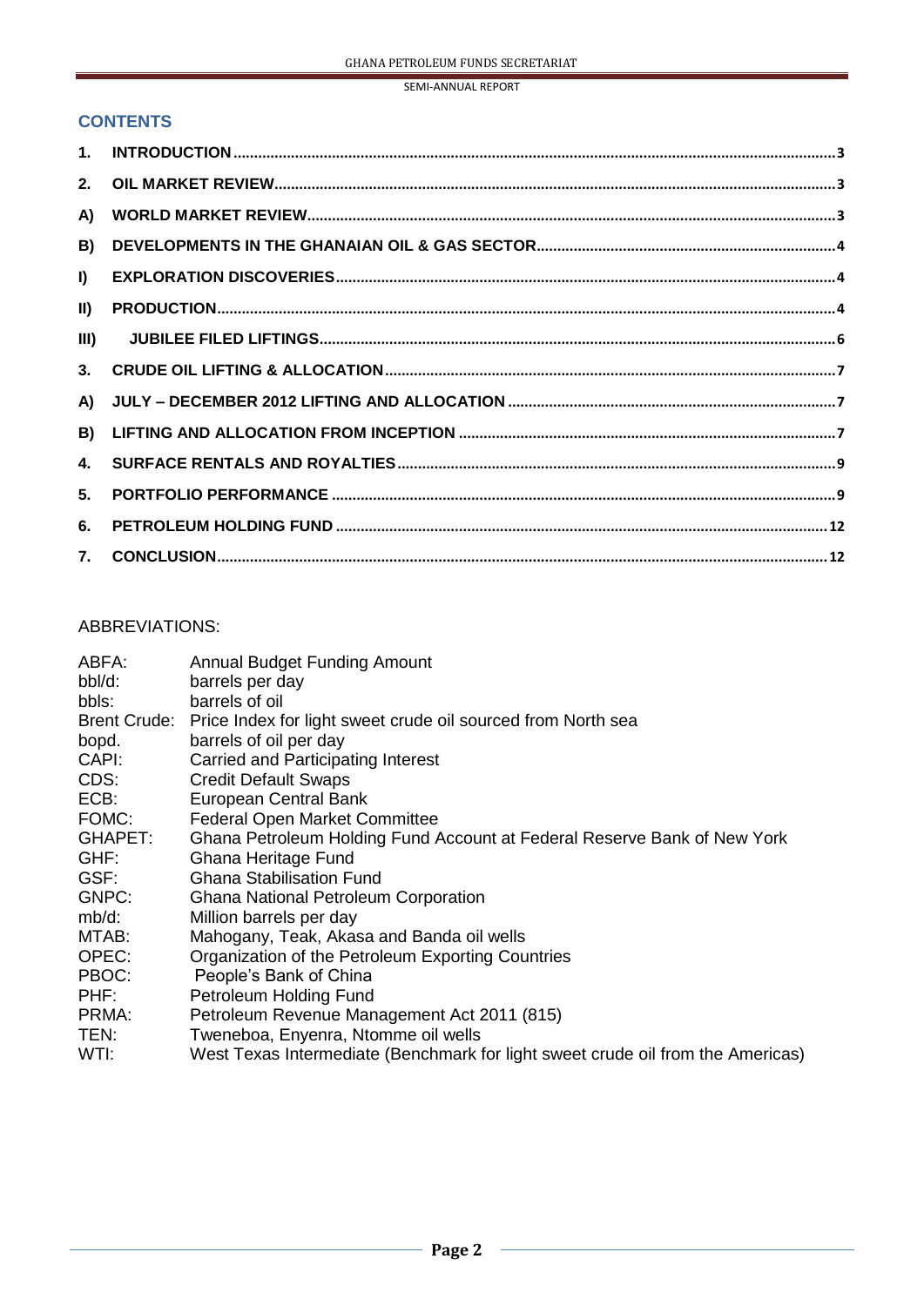## CONTENTS

| | | |
|---|---|---|
| 1. | INTRODUCTION | 3 |
| 2. | OIL MARKET REVIEW | 3 |
| A) | WORLD MARKET REVIEW | 3 |
| B) | DEVELOPMENTS IN THE GHANAIAN OIL & GAS SECTOR | 4 |
| I) | EXPLORATION DISCOVERIES | 4 |
| II) | PRODUCTION | 4 |
| III) | JUBILEE FILED LIFTINGS | 6 |
| 3. | CRUDE OIL LIFTING & ALLOCATION | 7 |
| A) | JULY – DECEMBER 2012 LIFTING AND ALLOCATION | 7 |
| B) | LIFTING AND ALLOCATION FROM INCEPTION | 7 |
| 4. | SURFACE RENTALS AND ROYALTIES | 9 |
| 5. | PORTFOLIO PERFORMANCE | 9 |
| 6. | PETROLEUM HOLDING FUND | 12 |
| 7. | CONCLUSION | 12 |

ABBREVIATIONS:

| | |
|---|---|
| ABFA: | Annual Budget Funding Amount |
| bbl/d: | barrels per day |
| bbls: | barrels of oil |
| Brent Crude: | Price Index for light sweet crude oil sourced from North sea |
| bopd. | barrels of oil per day |
| CAPI: | Carried and Participating Interest |
| CDS: | Credit Default Swaps |
| ECB: | European Central Bank |
| FOMC: | Federal Open Market Committee |
| GHAPET: | Ghana Petroleum Holding Fund Account at Federal Reserve Bank of New York |
| GHF: | Ghana Heritage Fund |
| GSF: | Ghana Stabilisation Fund |
| GNPC: | Ghana National Petroleum Corporation |
| mb/d: | Million barrels per day |
| MTAB: | Mahogany, Teak, Akasa and Banda oil wells |
| OPEC: | Organization of the Petroleum Exporting Countries |
| PBOC: | People's Bank of China |
| PHF: | Petroleum Holding Fund |
| PRMA: | Petroleum Revenue Management Act 2011 (815) |
| TEN: | Tweneboa, Enyenra, Ntomme oil wells |
| WTI: | West Texas Intermediate (Benchmark for light sweet crude oil from the Americas) |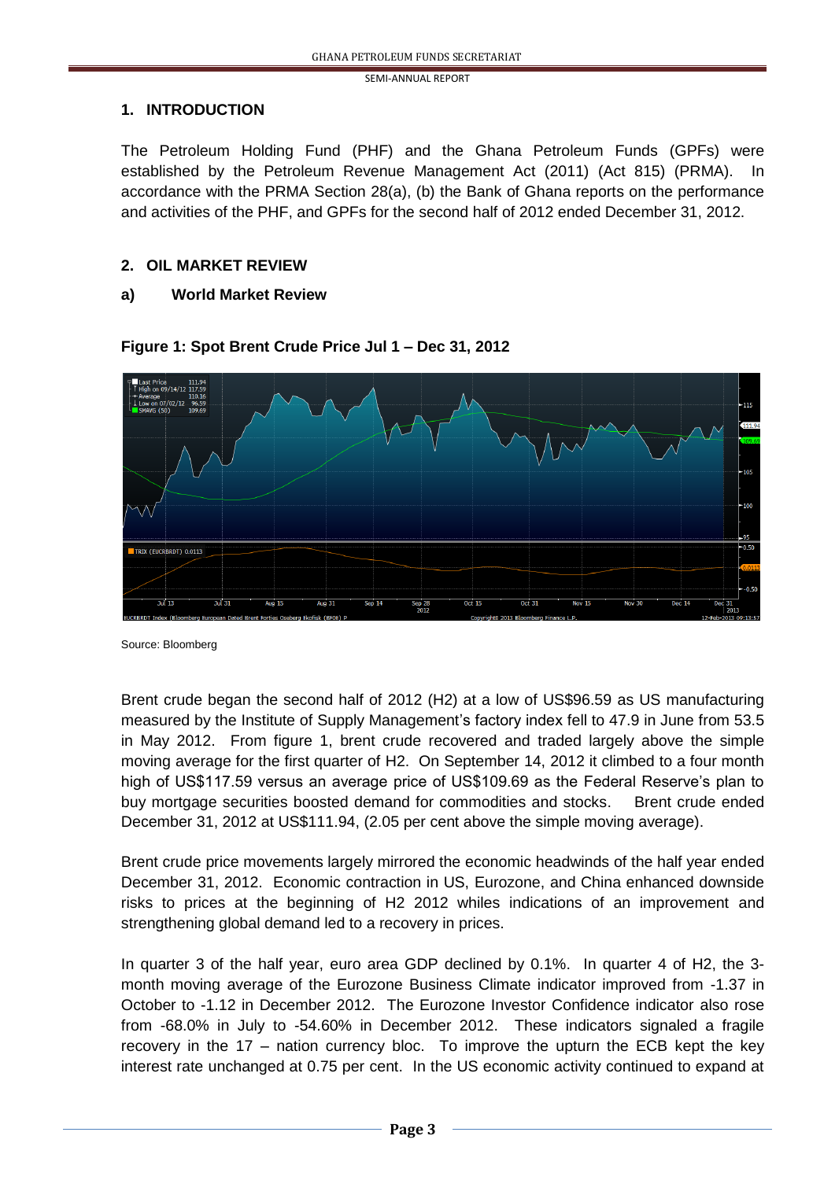## 1. INTRODUCTION

The Petroleum Holding Fund (PHF) and the Ghana Petroleum Funds (GPFs) were established by the Petroleum Revenue Management Act (2011) (Act 815) (PRMA). In accordance with the PRMA Section 28(a), (b) the Bank of Ghana reports on the performance and activities of the PHF, and GPFs for the second half of 2012 ended December 31, 2012.

## 2. OIL MARKET REVIEW

### a) World Market Review

**Figure 1: Spot Brent Crude Price Jul 1 – Dec 31, 2012**

Source: Bloomberg

Brent crude began the second half of 2012 (H2) at a low of US$96.59 as US manufacturing measured by the Institute of Supply Management's factory index fell to 47.9 in June from 53.5 in May 2012. From figure 1, brent crude recovered and traded largely above the simple moving average for the first quarter of H2. On September 14, 2012 it climbed to a four month high of US$117.59 versus an average price of US$109.69 as the Federal Reserve's plan to buy mortgage securities boosted demand for commodities and stocks. Brent crude ended December 31, 2012 at US$111.94, (2.05 per cent above the simple moving average).

Brent crude price movements largely mirrored the economic headwinds of the half year ended December 31, 2012. Economic contraction in US, Eurozone, and China enhanced downside risks to prices at the beginning of H2 2012 whiles indications of an improvement and strengthening global demand led to a recovery in prices.

In quarter 3 of the half year, euro area GDP declined by 0.1%. In quarter 4 of H2, the 3-month moving average of the Eurozone Business Climate indicator improved from -1.37 in October to -1.12 in December 2012. The Eurozone Investor Confidence indicator also rose from -68.0% in July to -54.60% in December 2012. These indicators signaled a fragile recovery in the 17 – nation currency bloc. To improve the upturn the ECB kept the key interest rate unchanged at 0.75 per cent. In the US economic activity continued to expand at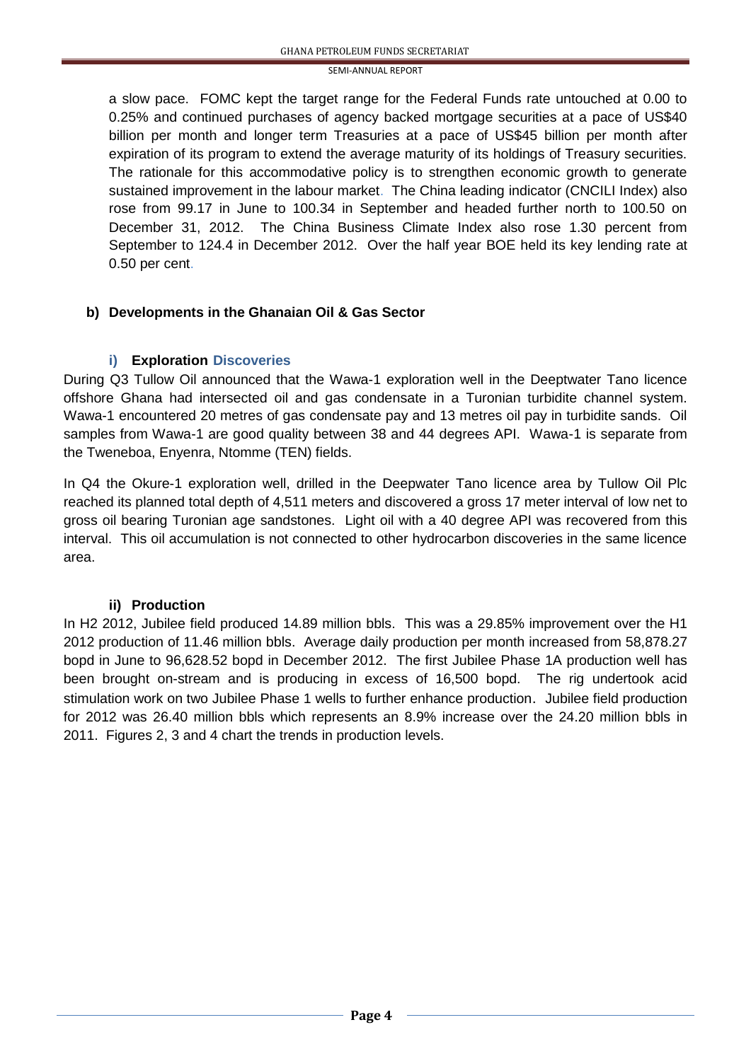a slow pace. FOMC kept the target range for the Federal Funds rate untouched at 0.00 to 0.25% and continued purchases of agency backed mortgage securities at a pace of US$40 billion per month and longer term Treasuries at a pace of US$45 billion per month after expiration of its program to extend the average maturity of its holdings of Treasury securities. The rationale for this accommodative policy is to strengthen economic growth to generate sustained improvement in the labour market. The China leading indicator (CNCILI Index) also rose from 99.17 in June to 100.34 in September and headed further north to 100.50 on December 31, 2012. The China Business Climate Index also rose 1.30 percent from September to 124.4 in December 2012. Over the half year BOE held its key lending rate at 0.50 per cent.

### b) Developments in the Ghanaian Oil & Gas Sector

#### i) Exploration Discoveries

During Q3 Tullow Oil announced that the Wawa-1 exploration well in the Deeptwater Tano licence offshore Ghana had intersected oil and gas condensate in a Turonian turbidite channel system. Wawa-1 encountered 20 metres of gas condensate pay and 13 metres oil pay in turbidite sands. Oil samples from Wawa-1 are good quality between 38 and 44 degrees API. Wawa-1 is separate from the Tweneboa, Enyenra, Ntomme (TEN) fields.

In Q4 the Okure-1 exploration well, drilled in the Deepwater Tano licence area by Tullow Oil Plc reached its planned total depth of 4,511 meters and discovered a gross 17 meter interval of low net to gross oil bearing Turonian age sandstones. Light oil with a 40 degree API was recovered from this interval. This oil accumulation is not connected to other hydrocarbon discoveries in the same licence area.

#### ii) Production

In H2 2012, Jubilee field produced 14.89 million bbls. This was a 29.85% improvement over the H1 2012 production of 11.46 million bbls. Average daily production per month increased from 58,878.27 bopd in June to 96,628.52 bopd in December 2012. The first Jubilee Phase 1A production well has been brought on-stream and is producing in excess of 16,500 bopd. The rig undertook acid stimulation work on two Jubilee Phase 1 wells to further enhance production. Jubilee field production for 2012 was 26.40 million bbls which represents an 8.9% increase over the 24.20 million bbls in 2011. Figures 2, 3 and 4 chart the trends in production levels.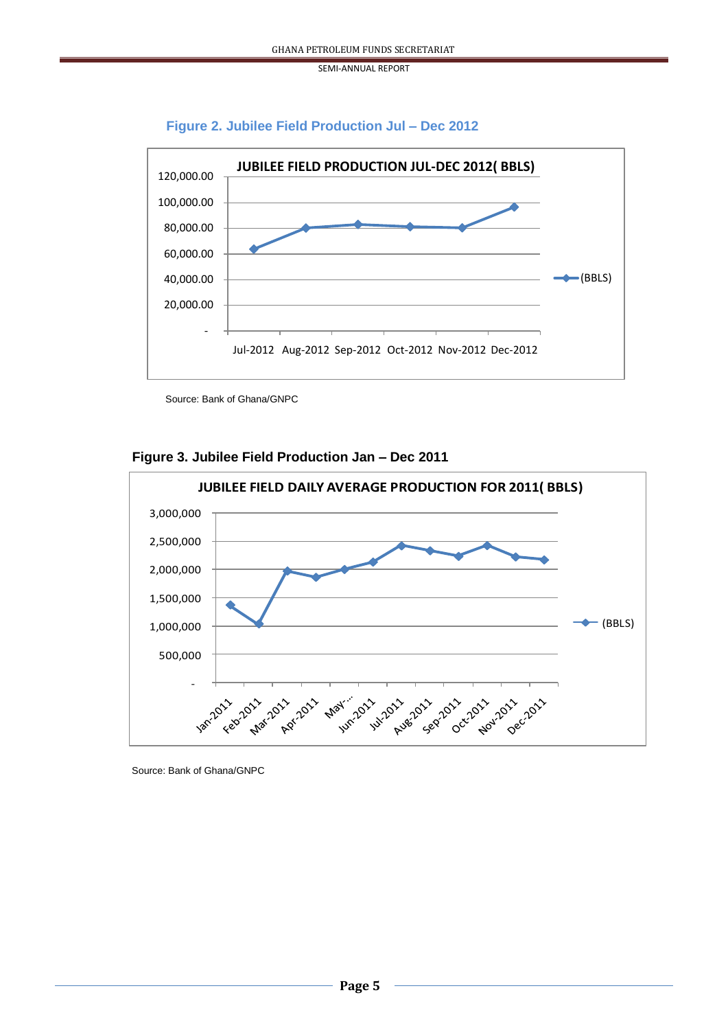**Figure 2. Jubilee Field Production Jul – Dec 2012**

Source: Bank of Ghana/GNPC

**Figure 3. Jubilee Field Production Jan – Dec 2011**

Source: Bank of Ghana/GNPC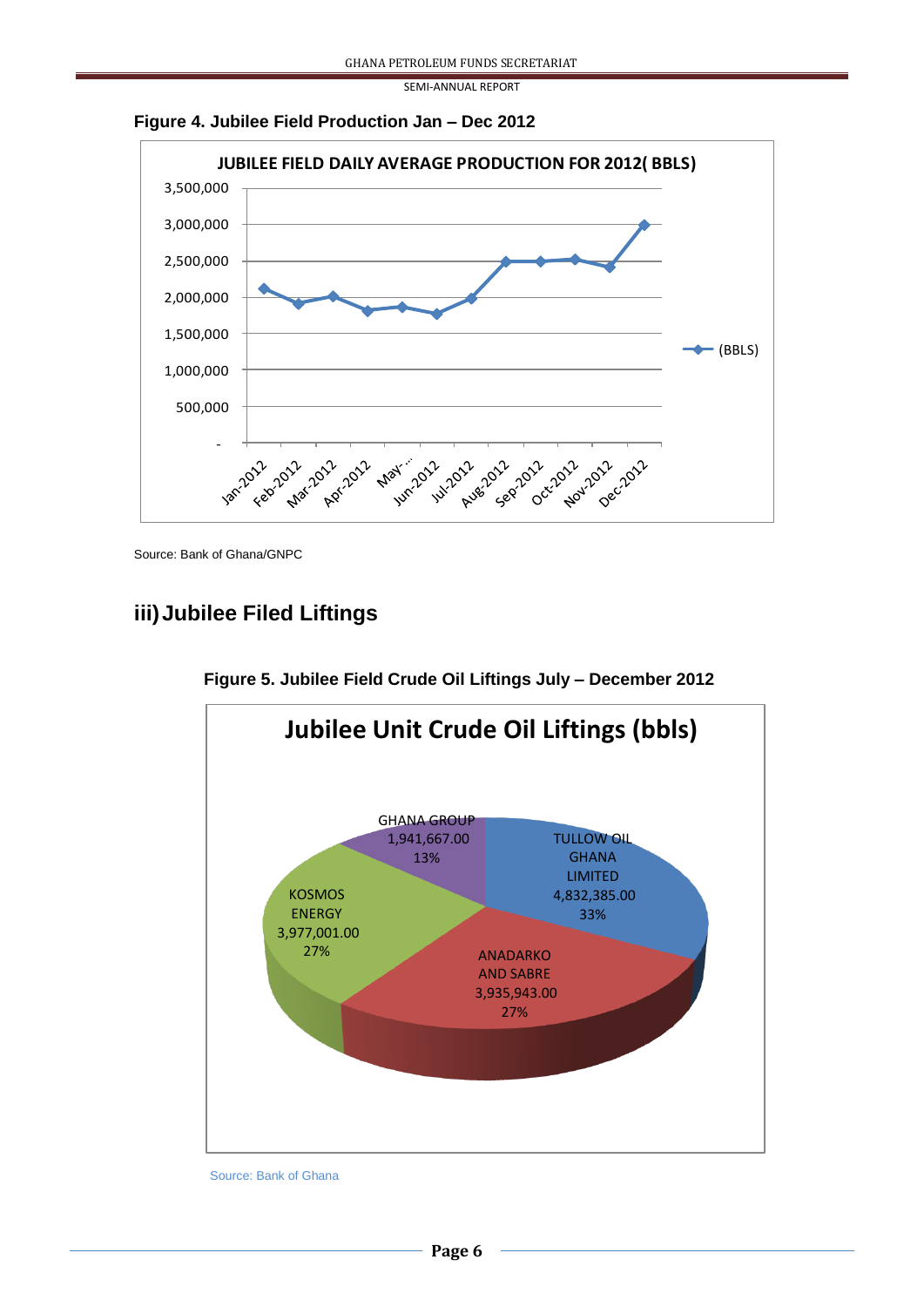**Figure 4. Jubilee Field Production Jan – Dec 2012**

Source: Bank of Ghana/GNPC

## iii) Jubilee Filed Liftings

**Figure 5. Jubilee Field Crude Oil Liftings July – December 2012**

Source: Bank of Ghana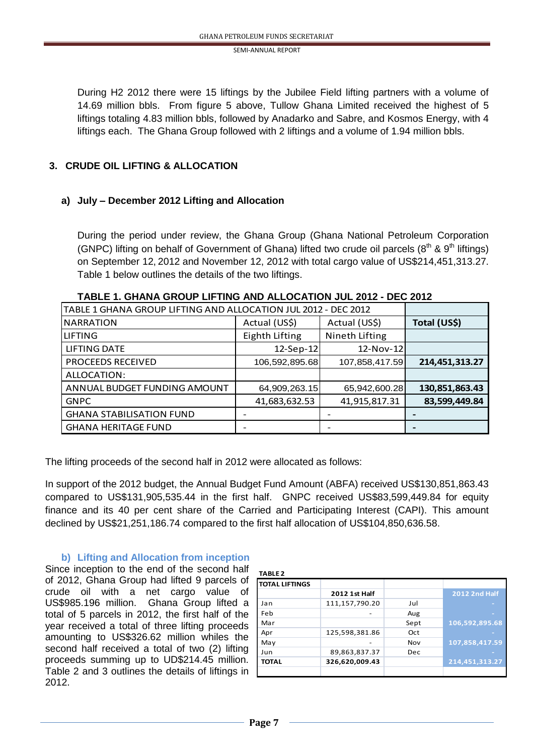During H2 2012 there were 15 liftings by the Jubilee Field lifting partners with a volume of 14.69 million bbls. From figure 5 above, Tullow Ghana Limited received the highest of 5 liftings totaling 4.83 million bbls, followed by Anadarko and Sabre, and Kosmos Energy, with 4 liftings each. The Ghana Group followed with 2 liftings and a volume of 1.94 million bbls.

## 3. CRUDE OIL LIFTING & ALLOCATION

### a) July – December 2012 Lifting and Allocation

During the period under review, the Ghana Group (Ghana National Petroleum Corporation (GNPC) lifting on behalf of Government of Ghana) lifted two crude oil parcels (8th & 9th liftings) on September 12, 2012 and November 12, 2012 with total cargo value of US$214,451,313.27. Table 1 below outlines the details of the two liftings.

**TABLE 1. GHANA GROUP LIFTING AND ALLOCATION JUL 2012 - DEC 2012**

| TABLE 1 GHANA GROUP LIFTING AND ALLOCATION JUL 2012 - DEC 2012 | | | |
|---|---|---|---|
| NARRATION | Actual (US$) | Actual (US$) | **Total (US$)** |
| LIFTING | Eighth Lifting | Nineth Lifting | |
| LIFTING DATE | 12-Sep-12 | 12-Nov-12 | |
| PROCEEDS RECEIVED | 106,592,895.68 | 107,858,417.59 | **214,451,313.27** |
| ALLOCATION: | | | |
| ANNUAL BUDGET FUNDING AMOUNT | 64,909,263.15 | 65,942,600.28 | **130,851,863.43** |
| GNPC | 41,683,632.53 | 41,915,817.31 | **83,599,449.84** |
| GHANA STABILISATION FUND | - | - | **-** |
| GHANA HERITAGE FUND | - | - | **-** |

The lifting proceeds of the second half in 2012 were allocated as follows:

In support of the 2012 budget, the Annual Budget Fund Amount (ABFA) received US$130,851,863.43 compared to US$131,905,535.44 in the first half. GNPC received US$83,599,449.84 for equity finance and its 40 per cent share of the Carried and Participating Interest (CAPI). This amount declined by US$21,251,186.74 compared to the first half allocation of US$104,850,636.58.

### b) Lifting and Allocation from inception

Since inception to the end of the second half of 2012, Ghana Group had lifted 9 parcels of crude oil with a net cargo value of US$985.196 million. Ghana Group lifted a total of 5 parcels in 2012, the first half of the year received a total of three lifting proceeds amounting to US$326.62 million whiles the second half received a total of two (2) lifting proceeds summing up to UD$214.45 million. Table 2 and 3 outlines the details of liftings in 2012.

**TABLE 2**

| TOTAL LIFTINGS | | | |
|---|---|---|---|
| | **2012 1st Half** | | **2012 2nd Half** |
| Jan | 111,157,790.20 | Jul | - |
| Feb | - | Aug | - |
| Mar | | Sept | 106,592,895.68 |
| Apr | 125,598,381.86 | Oct | - |
| May | - | Nov | 107,858,417.59 |
| Jun | 89,863,837.37 | Dec | - |
| **TOTAL** | **326,620,009.43** | | **214,451,313.27** |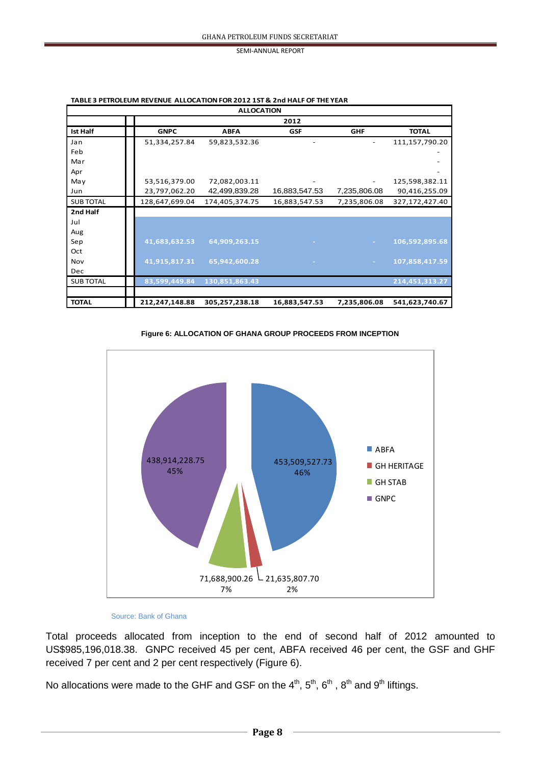**TABLE 3 PETROLEUM REVENUE ALLOCATION FOR 2012 1ST & 2nd HALF OF THE YEAR**

| | ALLOCATION | | | | |
|---|---|---|---|---|---|
| | 2012 | | | | |
| **Ist Half** | **GNPC** | **ABFA** | **GSF** | **GHF** | **TOTAL** |
| Jan | 51,334,257.84 | 59,823,532.36 | - | - | 111,157,790.20 |
| Feb | | | | | - |
| Mar | | | | | - |
| Apr | | | | | - |
| May | 53,516,379.00 | 72,082,003.11 | - | - | 125,598,382.11 |
| Jun | 23,797,062.20 | 42,499,839.28 | 16,883,547.53 | 7,235,806.08 | 90,416,255.09 |
| SUB TOTAL | 128,647,699.04 | 174,405,374.75 | 16,883,547.53 | 7,235,806.08 | 327,172,427.40 |
| **2nd Half** | | | | | |
| Jul | | | | | |
| Aug | | | | | |
| Sep | 41,683,632.53 | 64,909,263.15 | - | - | 106,592,895.68 |
| Oct | | | | | |
| Nov | 41,915,817.31 | 65,942,600.28 | - | - | 107,858,417.59 |
| Dec | | | | | |
| SUB TOTAL | 83,599,449.84 | 130,851,863.43 | | | 214,451,313.27 |
| | | | | | |
| **TOTAL** | **212,247,148.88** | **305,257,238.18** | **16,883,547.53** | **7,235,806.08** | **541,623,740.67** |

**Figure 6: ALLOCATION OF GHANA GROUP PROCEEDS FROM INCEPTION**

| Fund | Amount | Share |
|---|---|---|
| ABFA | 453,509,527.73 | 46% |
| GH HERITAGE | 21,635,807.70 | 2% |
| GH STAB | 71,688,900.26 | 7% |
| GNPC | 438,914,228.75 | 45% |

Source: Bank of Ghana

Total proceeds allocated from inception to the end of second half of 2012 amounted to US$985,196,018.38. GNPC received 45 per cent, ABFA received 46 per cent, the GSF and GHF received 7 per cent and 2 per cent respectively (Figure 6).

No allocations were made to the GHF and GSF on the 4th, 5th, 6th, 8th and 9th liftings.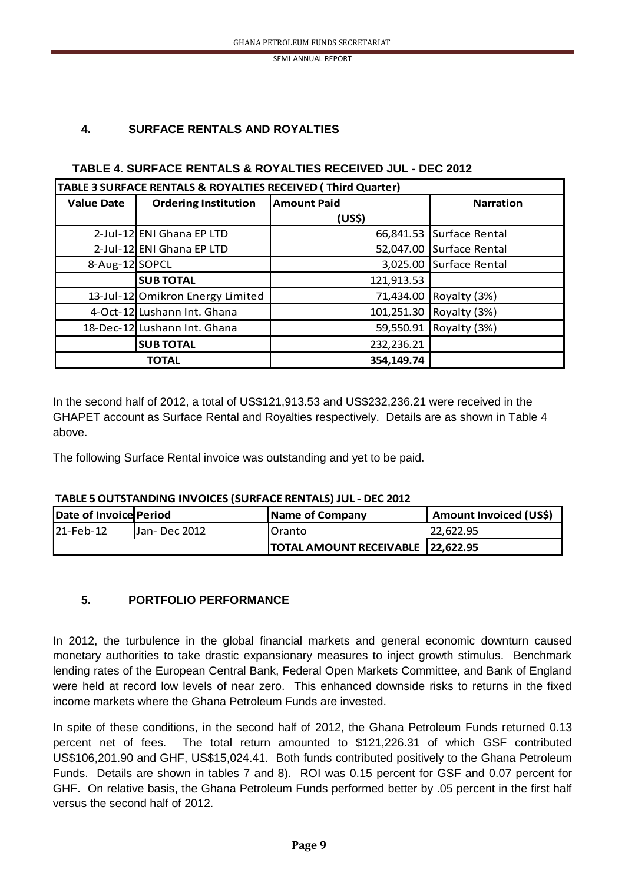## 4. SURFACE RENTALS AND ROYALTIES

**TABLE 4. SURFACE RENTALS & ROYALTIES RECEIVED JUL - DEC 2012**

| TABLE 3 SURFACE RENTALS & ROYALTIES RECEIVED ( Third Quarter) | | | |
|---|---|---|---|
| **Value Date** | **Ordering Institution** | **Amount Paid (US$)** | **Narration** |
| 2-Jul-12 | ENI Ghana EP LTD | 66,841.53 | Surface Rental |
| 2-Jul-12 | ENI Ghana EP LTD | 52,047.00 | Surface Rental |
| 8-Aug-12 | SOPCL | 3,025.00 | Surface Rental |
| | **SUB TOTAL** | 121,913.53 | |
| 13-Jul-12 | Omikron Energy Limited | 71,434.00 | Royalty (3%) |
| 4-Oct-12 | Lushann Int. Ghana | 101,251.30 | Royalty (3%) |
| 18-Dec-12 | Lushann Int. Ghana | 59,550.91 | Royalty (3%) |
| | **SUB TOTAL** | 232,236.21 | |
| **TOTAL** | | **354,149.74** | |

In the second half of 2012, a total of US$121,913.53 and US$232,236.21 were received in the GHAPET account as Surface Rental and Royalties respectively. Details are as shown in Table 4 above.

The following Surface Rental invoice was outstanding and yet to be paid.

**TABLE 5 OUTSTANDING INVOICES (SURFACE RENTALS) JUL - DEC 2012**

| Date of Invoice | Period | Name of Company | Amount Invoiced (US$) |
|---|---|---|---|
| 21-Feb-12 | Jan- Dec 2012 | Oranto | 22,622.95 |
| | | **TOTAL AMOUNT RECEIVABLE** | **22,622.95** |

## 5. PORTFOLIO PERFORMANCE

In 2012, the turbulence in the global financial markets and general economic downturn caused monetary authorities to take drastic expansionary measures to inject growth stimulus. Benchmark lending rates of the European Central Bank, Federal Open Markets Committee, and Bank of England were held at record low levels of near zero. This enhanced downside risks to returns in the fixed income markets where the Ghana Petroleum Funds are invested.

In spite of these conditions, in the second half of 2012, the Ghana Petroleum Funds returned 0.13 percent net of fees. The total return amounted to $121,226.31 of which GSF contributed US$106,201.90 and GHF, US$15,024.41. Both funds contributed positively to the Ghana Petroleum Funds. Details are shown in tables 7 and 8). ROI was 0.15 percent for GSF and 0.07 percent for GHF. On relative basis, the Ghana Petroleum Funds performed better by .05 percent in the first half versus the second half of 2012.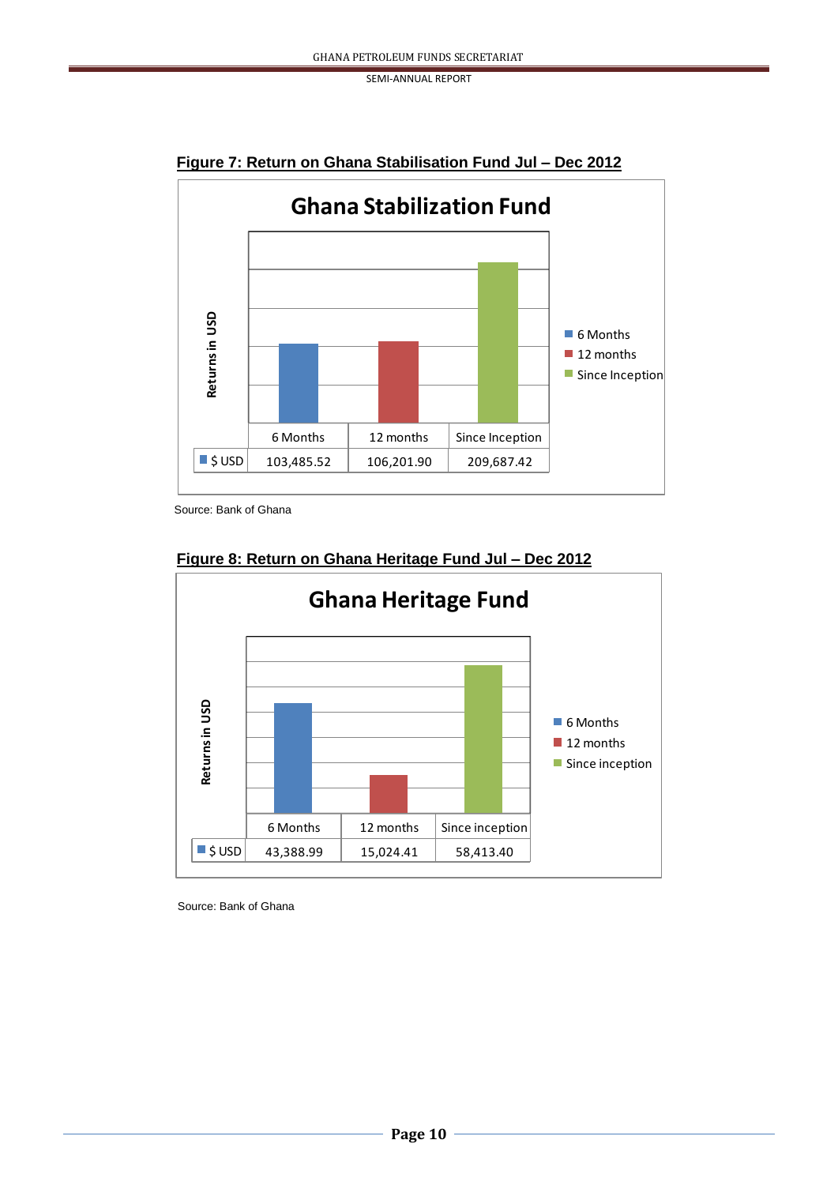**Figure 7: Return on Ghana Stabilisation Fund Jul – Dec 2012**

**Ghana Stabilization Fund**

| | 6 Months | 12 months | Since Inception |
|---|---|---|---|
| $ USD | 103,485.52 | 106,201.90 | 209,687.42 |

Source: Bank of Ghana

**Figure 8: Return on Ghana Heritage Fund Jul – Dec 2012**

**Ghana Heritage Fund**

| | 6 Months | 12 months | Since inception |
|---|---|---|---|
| $ USD | 43,388.99 | 15,024.41 | 58,413.40 |

Source: Bank of Ghana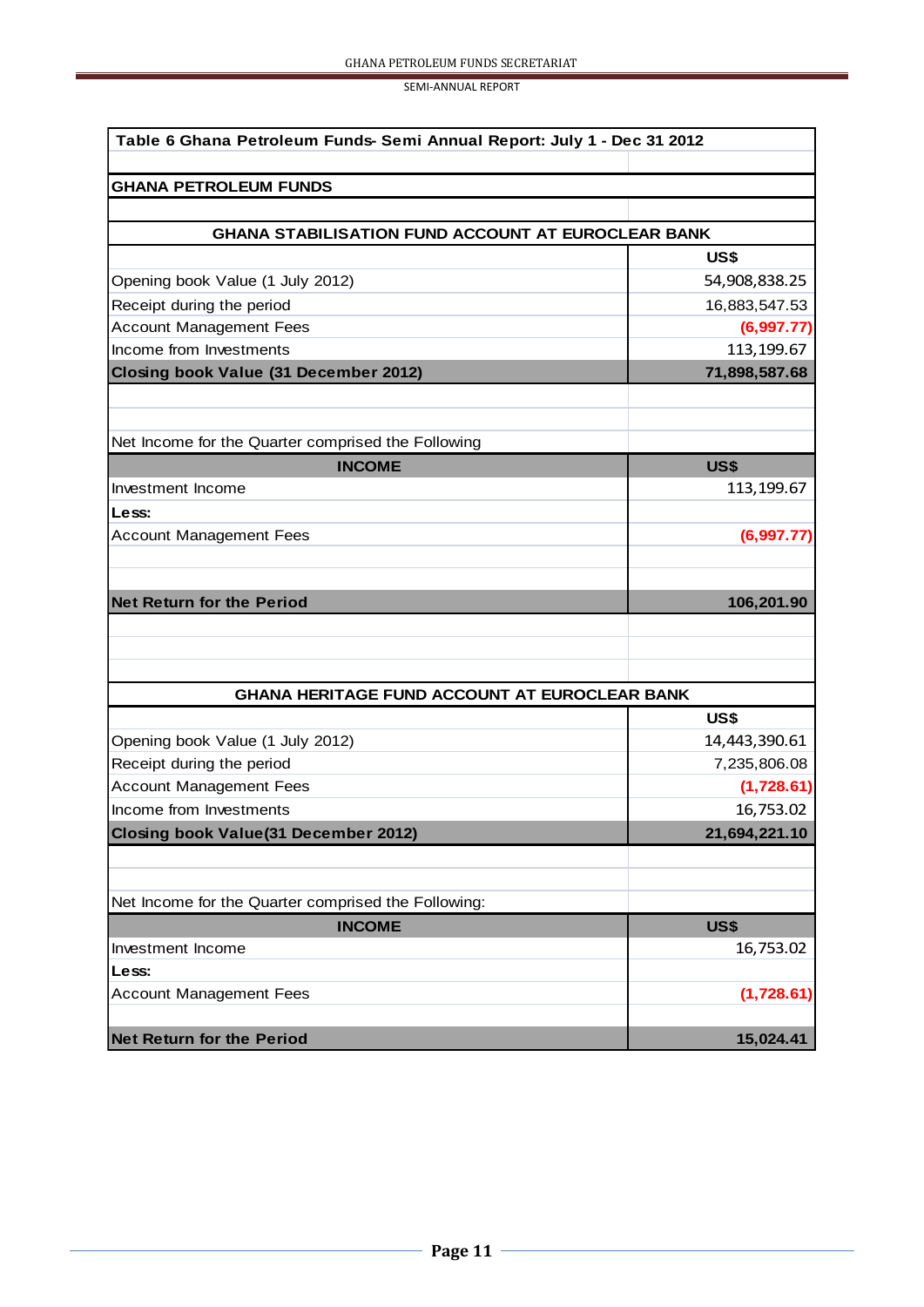**Table 6 Ghana Petroleum Funds- Semi Annual Report: July 1 - Dec 31 2012**

**GHANA PETROLEUM FUNDS**

| **GHANA STABILISATION FUND ACCOUNT AT EUROCLEAR BANK** | |
|---|---|
| | **US$** |
| Opening book Value (1 July 2012) | 54,908,838.25 |
| Receipt during the period | 16,883,547.53 |
| Account Management Fees | (6,997.77) |
| Income from Investments | 113,199.67 |
| **Closing book Value (31 December 2012)** | **71,898,587.68** |

Net Income for the Quarter comprised the Following

| **INCOME** | **US$** |
|---|---|
| Investment Income | 113,199.67 |
| **Less:** | |
| Account Management Fees | (6,997.77) |
| **Net Return for the Period** | **106,201.90** |

| **GHANA HERITAGE FUND ACCOUNT AT EUROCLEAR BANK** | |
|---|---|
| | **US$** |
| Opening book Value (1 July 2012) | 14,443,390.61 |
| Receipt during the period | 7,235,806.08 |
| Account Management Fees | (1,728.61) |
| Income from Investments | 16,753.02 |
| **Closing book Value(31 December 2012)** | **21,694,221.10** |

Net Income for the Quarter comprised the Following:

| **INCOME** | **US$** |
|---|---|
| Investment Income | 16,753.02 |
| **Less:** | |
| Account Management Fees | (1,728.61) |
| **Net Return for the Period** | **15,024.41** |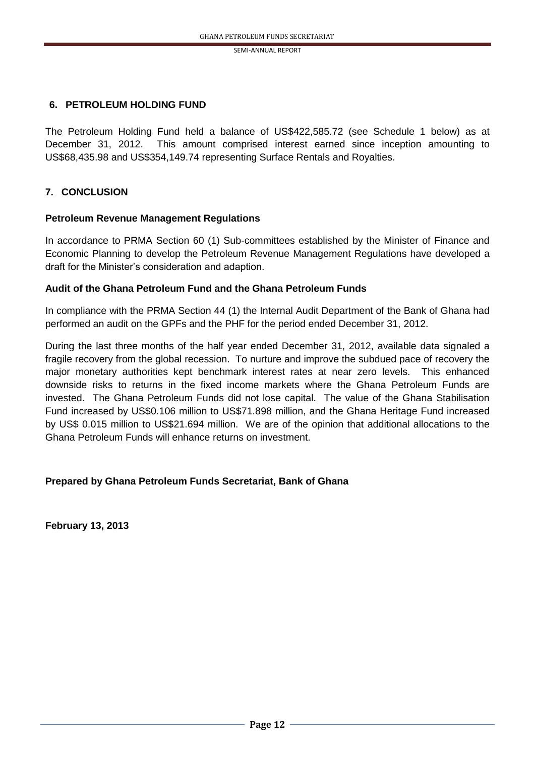## 6. PETROLEUM HOLDING FUND

The Petroleum Holding Fund held a balance of US$422,585.72 (see Schedule 1 below) as at December 31, 2012. This amount comprised interest earned since inception amounting to US$68,435.98 and US$354,149.74 representing Surface Rentals and Royalties.

## 7. CONCLUSION

### Petroleum Revenue Management Regulations

In accordance to PRMA Section 60 (1) Sub-committees established by the Minister of Finance and Economic Planning to develop the Petroleum Revenue Management Regulations have developed a draft for the Minister's consideration and adaption.

### Audit of the Ghana Petroleum Fund and the Ghana Petroleum Funds

In compliance with the PRMA Section 44 (1) the Internal Audit Department of the Bank of Ghana had performed an audit on the GPFs and the PHF for the period ended December 31, 2012.

During the last three months of the half year ended December 31, 2012, available data signaled a fragile recovery from the global recession. To nurture and improve the subdued pace of recovery the major monetary authorities kept benchmark interest rates at near zero levels. This enhanced downside risks to returns in the fixed income markets where the Ghana Petroleum Funds are invested. The Ghana Petroleum Funds did not lose capital. The value of the Ghana Stabilisation Fund increased by US$0.106 million to US$71.898 million, and the Ghana Heritage Fund increased by US$ 0.015 million to US$21.694 million. We are of the opinion that additional allocations to the Ghana Petroleum Funds will enhance returns on investment.

**Prepared by Ghana Petroleum Funds Secretariat, Bank of Ghana**

**February 13, 2013**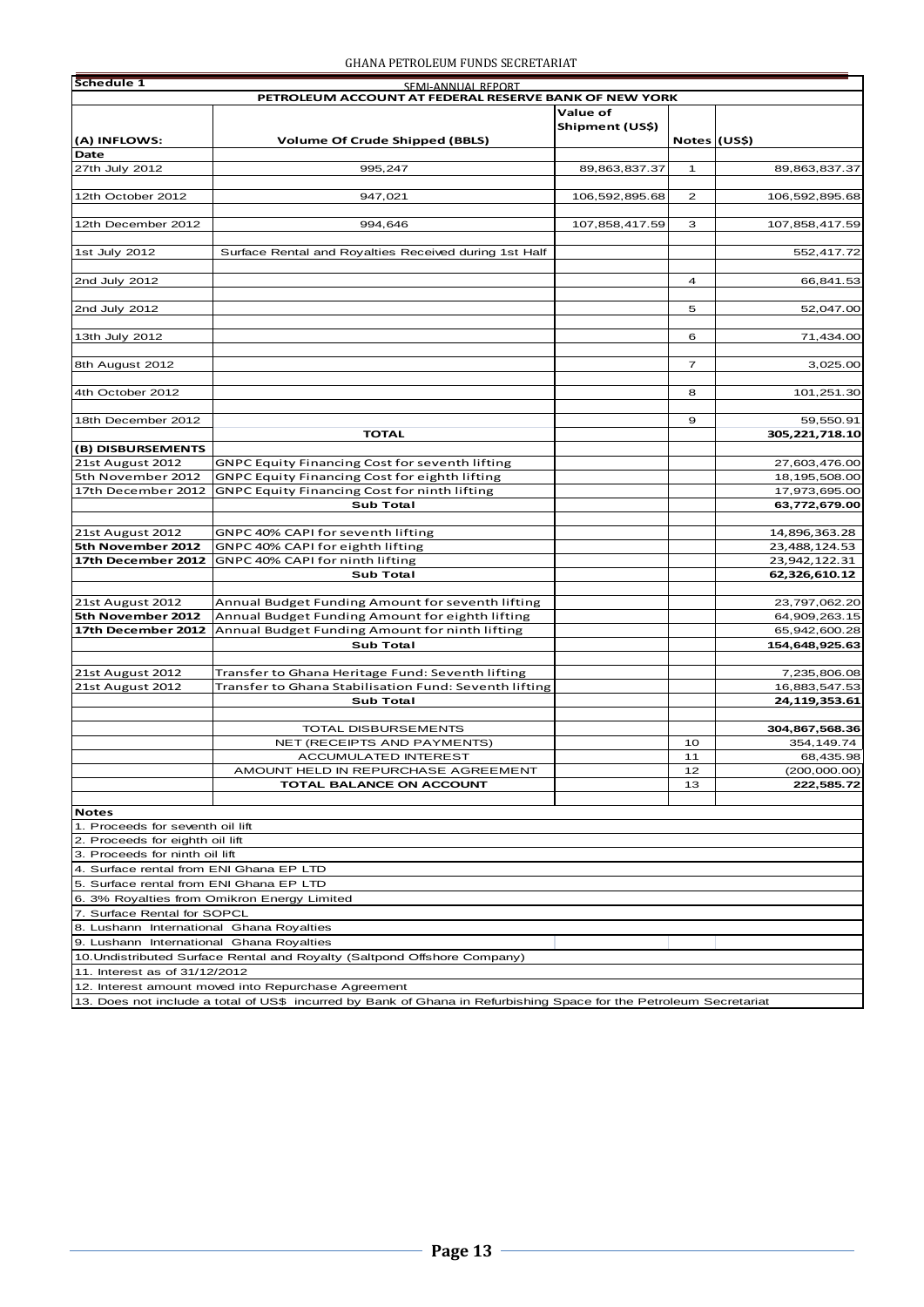**Schedule 1**

SEMI-ANNUAL REPORT

**PETROLEUM ACCOUNT AT FEDERAL RESERVE BANK OF NEW YORK**

| **(A) INFLOWS:** | **Volume Of Crude Shipped (BBLS)** | **Value of Shipment (US$)** | **Notes** | **(US$)** |
|---|---|---|---|---|
| **Date** | | | | |
| 27th July 2012 | 995,247 | 89,863,837.37 | 1 | 89,863,837.37 |
| 12th October 2012 | 947,021 | 106,592,895.68 | 2 | 106,592,895.68 |
| 12th December 2012 | 994,646 | 107,858,417.59 | 3 | 107,858,417.59 |
| 1st July 2012 | Surface Rental and Royalties Received during 1st Half | | | 552,417.72 |
| 2nd July 2012 | | | 4 | 66,841.53 |
| 2nd July 2012 | | | 5 | 52,047.00 |
| 13th July 2012 | | | 6 | 71,434.00 |
| 8th August 2012 | | | 7 | 3,025.00 |
| 4th October 2012 | | | 8 | 101,251.30 |
| 18th December 2012 | | | 9 | 59,550.91 |
| | **TOTAL** | | | **305,221,718.10** |
| **(B) DISBURSEMENTS** | | | | |
| 21st August 2012 | GNPC Equity Financing Cost for seventh lifting | | | 27,603,476.00 |
| 5th November 2012 | GNPC Equity Financing Cost for eighth lifting | | | 18,195,508.00 |
| 17th December 2012 | GNPC Equity Financing Cost for ninth lifting | | | 17,973,695.00 |
| | **Sub Total** | | | **63,772,679.00** |
| 21st August 2012 | GNPC 40% CAPI for seventh lifting | | | 14,896,363.28 |
| **5th November 2012** | GNPC 40% CAPI for eighth lifting | | | 23,488,124.53 |
| **17th December 2012** | GNPC 40% CAPI for ninth lifting | | | 23,942,122.31 |
| | **Sub Total** | | | **62,326,610.12** |
| 21st August 2012 | Annual Budget Funding Amount for seventh lifting | | | 23,797,062.20 |
| **5th November 2012** | Annual Budget Funding Amount for eighth lifting | | | 64,909,263.15 |
| **17th December 2012** | Annual Budget Funding Amount for ninth lifting | | | 65,942,600.28 |
| | **Sub Total** | | | **154,648,925.63** |
| 21st August 2012 | Transfer to Ghana Heritage Fund: Seventh lifting | | | 7,235,806.08 |
| 21st August 2012 | Transfer to Ghana Stabilisation Fund: Seventh lifting | | | 16,883,547.53 |
| | **Sub Total** | | | **24,119,353.61** |
| | TOTAL DISBURSEMENTS | | | **304,867,568.36** |
| | NET (RECEIPTS AND PAYMENTS) | | 10 | 354,149.74 |
| | ACCUMULATED INTEREST | | 11 | 68,435.98 |
| | AMOUNT HELD IN REPURCHASE AGREEMENT | | 12 | (200,000.00) |
| | **TOTAL BALANCE ON ACCOUNT** | | 13 | **222,585.72** |

**Notes**

1. Proceeds for seventh oil lift
2. Proceeds for eighth oil lift
3. Proceeds for ninth oil lift
4. Surface rental from ENI Ghana EP LTD
5. Surface rental from ENI Ghana EP LTD
6. 3% Royalties from Omikron Energy Limited
7. Surface Rental for SOPCL
8. Lushann International Ghana Royalties
9. Lushann International Ghana Royalties
10. Undistributed Surface Rental and Royalty (Saltpond Offshore Company)
11. Interest as of 31/12/2012
12. Interest amount moved into Repurchase Agreement
13. Does not include a total of US$ incurred by Bank of Ghana in Refurbishing Space for the Petroleum Secretariat